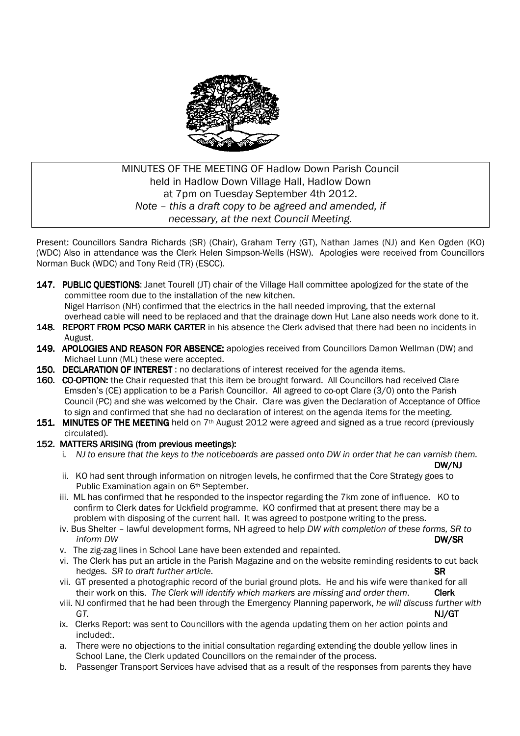MINUTES OF THE MEETING OF Hadlow Down Parish Council
held in Hadlow Down Village Hall, Hadlow Down
at 7pm on Tuesday September 4th 2012.
*Note – this a draft copy to be agreed and amended, if necessary, at the next Council Meeting.*

Present: Councillors Sandra Richards (SR) (Chair), Graham Terry (GT), Nathan James (NJ) and Ken Ogden (KO) (WDC) Also in attendance was the Clerk Helen Simpson-Wells (HSW). Apologies were received from Councillors Norman Buck (WDC) and Tony Reid (TR) (ESCC).

**147. PUBLIC QUESTIONS**: Janet Tourell (JT) chair of the Village Hall committee apologized for the state of the committee room due to the installation of the new kitchen.
Nigel Harrison (NH) confirmed that the electrics in the hall needed improving, that the external overhead cable will need to be replaced and that the drainage down Hut Lane also needs work done to it.

**148. REPORT FROM PCSO MARK CARTER** in his absence the Clerk advised that there had been no incidents in August.

**149. APOLOGIES AND REASON FOR ABSENCE:** apologies received from Councillors Damon Wellman (DW) and Michael Lunn (ML) these were accepted.

**150. DECLARATION OF INTEREST** : no declarations of interest received for the agenda items.

**160. CO-OPTION:** the Chair requested that this item be brought forward. All Councillors had received Clare Emsden's (CE) application to be a Parish Councillor. All agreed to co-opt Clare (3/0) onto the Parish Council (PC) and she was welcomed by the Chair. Clare was given the Declaration of Acceptance of Office to sign and confirmed that she had no declaration of interest on the agenda items for the meeting.

**151. MINUTES OF THE MEETING** held on 7th August 2012 were agreed and signed as a true record (previously circulated).

**152. MATTERS ARISING (from previous meetings):**

i. *NJ to ensure that the keys to the noticeboards are passed onto DW in order that he can varnish them.* **DW/NJ**

ii. KO had sent through information on nitrogen levels, he confirmed that the Core Strategy goes to Public Examination again on 6th September.

iii. ML has confirmed that he responded to the inspector regarding the 7km zone of influence. KO to confirm to Clerk dates for Uckfield programme. KO confirmed that at present there may be a problem with disposing of the current hall. It was agreed to postpone writing to the press.

iv. Bus Shelter – lawful development forms, NH agreed to help *DW with completion of these forms, SR to inform DW* **DW/SR**

v. The zig-zag lines in School Lane have been extended and repainted.

vi. The Clerk has put an article in the Parish Magazine and on the website reminding residents to cut back hedges. *SR to draft further article*. **SR**

vii. GT presented a photographic record of the burial ground plots. He and his wife were thanked for all their work on this. *The Clerk will identify which markers are missing and order them*. **Clerk**

viii. NJ confirmed that he had been through the Emergency Planning paperwork, *he will discuss further with GT.* **NJ/GT**

ix. Clerks Report: was sent to Councillors with the agenda updating them on her action points and included:.

a. There were no objections to the initial consultation regarding extending the double yellow lines in School Lane, the Clerk updated Councillors on the remainder of the process.

b. Passenger Transport Services have advised that as a result of the responses from parents they have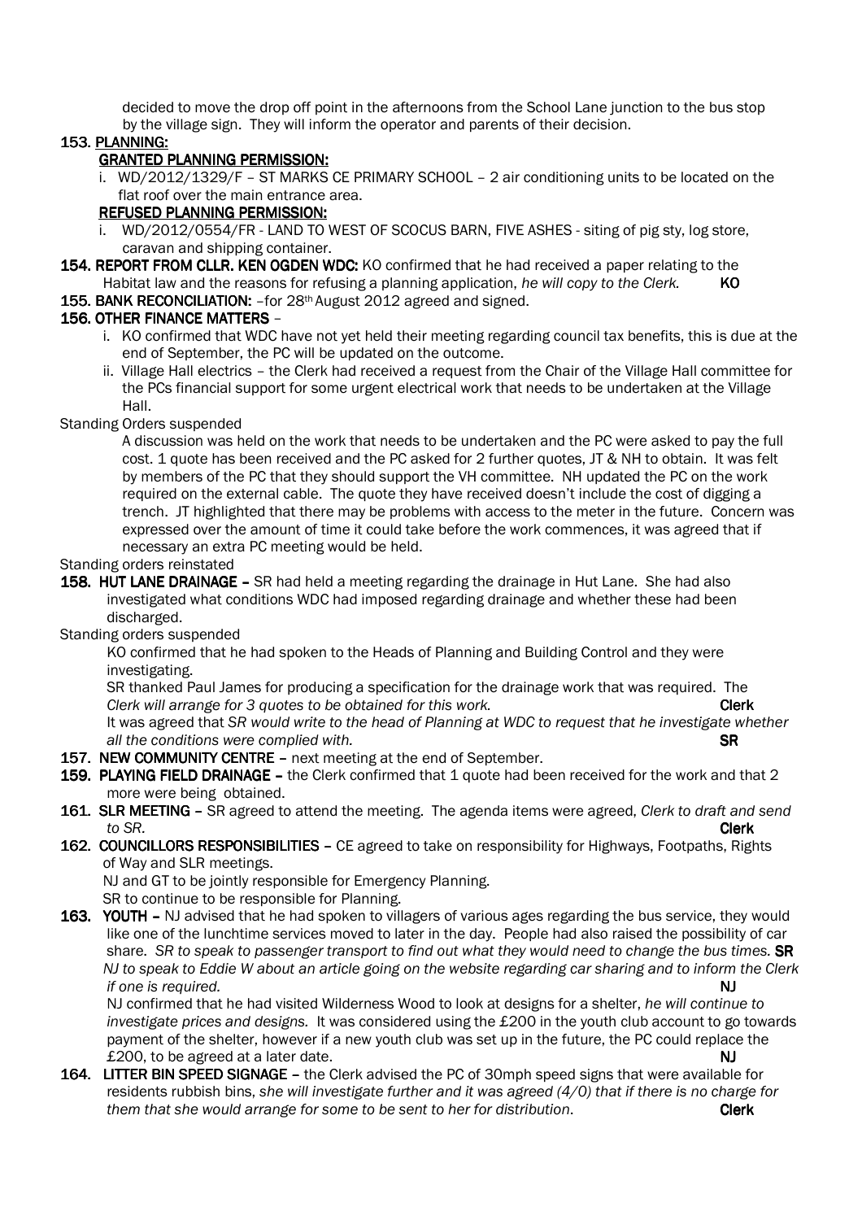decided to move the drop off point in the afternoons from the School Lane junction to the bus stop by the village sign. They will inform the operator and parents of their decision.

**153. PLANNING:**

**GRANTED PLANNING PERMISSION:**

i. WD/2012/1329/F – ST MARKS CE PRIMARY SCHOOL – 2 air conditioning units to be located on the flat roof over the main entrance area.

**REFUSED PLANNING PERMISSION:**

i. WD/2012/0554/FR - LAND TO WEST OF SCOCUS BARN, FIVE ASHES - siting of pig sty, log store, caravan and shipping container.

**154. REPORT FROM CLLR. KEN OGDEN WDC:** KO confirmed that he had received a paper relating to the Habitat law and the reasons for refusing a planning application, *he will copy to the Clerk.* **KO**

**155. BANK RECONCILIATION:** –for 28th August 2012 agreed and signed.

**156. OTHER FINANCE MATTERS** –

i. KO confirmed that WDC have not yet held their meeting regarding council tax benefits, this is due at the end of September, the PC will be updated on the outcome.

ii. Village Hall electrics – the Clerk had received a request from the Chair of the Village Hall committee for the PCs financial support for some urgent electrical work that needs to be undertaken at the Village Hall.

Standing Orders suspended

A discussion was held on the work that needs to be undertaken and the PC were asked to pay the full cost. 1 quote has been received and the PC asked for 2 further quotes, JT & NH to obtain. It was felt by members of the PC that they should support the VH committee. NH updated the PC on the work required on the external cable. The quote they have received doesn't include the cost of digging a trench. JT highlighted that there may be problems with access to the meter in the future. Concern was expressed over the amount of time it could take before the work commences, it was agreed that if necessary an extra PC meeting would be held.

Standing orders reinstated

**158. HUT LANE DRAINAGE –** SR had held a meeting regarding the drainage in Hut Lane. She had also investigated what conditions WDC had imposed regarding drainage and whether these had been discharged.

Standing orders suspended

KO confirmed that he had spoken to the Heads of Planning and Building Control and they were investigating.

SR thanked Paul James for producing a specification for the drainage work that was required. The *Clerk will arrange for 3 quotes to be obtained for this work.* **Clerk**

It was agreed that *SR would write to the head of Planning at WDC to request that he investigate whether all the conditions were complied with.* **SR**

**157. NEW COMMUNITY CENTRE –** next meeting at the end of September.

**159. PLAYING FIELD DRAINAGE –** the Clerk confirmed that 1 quote had been received for the work and that 2 more were being obtained.

**161. SLR MEETING –** SR agreed to attend the meeting. The agenda items were agreed, *Clerk to draft and send to SR.* **Clerk**

**162. COUNCILLORS RESPONSIBILITIES –** CE agreed to take on responsibility for Highways, Footpaths, Rights of Way and SLR meetings.

NJ and GT to be jointly responsible for Emergency Planning.

SR to continue to be responsible for Planning.

**163. YOUTH –** NJ advised that he had spoken to villagers of various ages regarding the bus service, they would like one of the lunchtime services moved to later in the day. People had also raised the possibility of car share. *SR to speak to passenger transport to find out what they would need to change the bus times.* **SR**

*NJ to speak to Eddie W about an article going on the website regarding car sharing and to inform the Clerk if one is required.* **NJ**

NJ confirmed that he had visited Wilderness Wood to look at designs for a shelter, *he will continue to investigate prices and designs.* It was considered using the £200 in the youth club account to go towards payment of the shelter, however if a new youth club was set up in the future, the PC could replace the £200, to be agreed at a later date. **NJ**

**164. LITTER BIN SPEED SIGNAGE –** the Clerk advised the PC of 30mph speed signs that were available for residents rubbish bins, *she will investigate further and it was agreed (4/0) that if there is no charge for them that she would arrange for some to be sent to her for distribution.* **Clerk**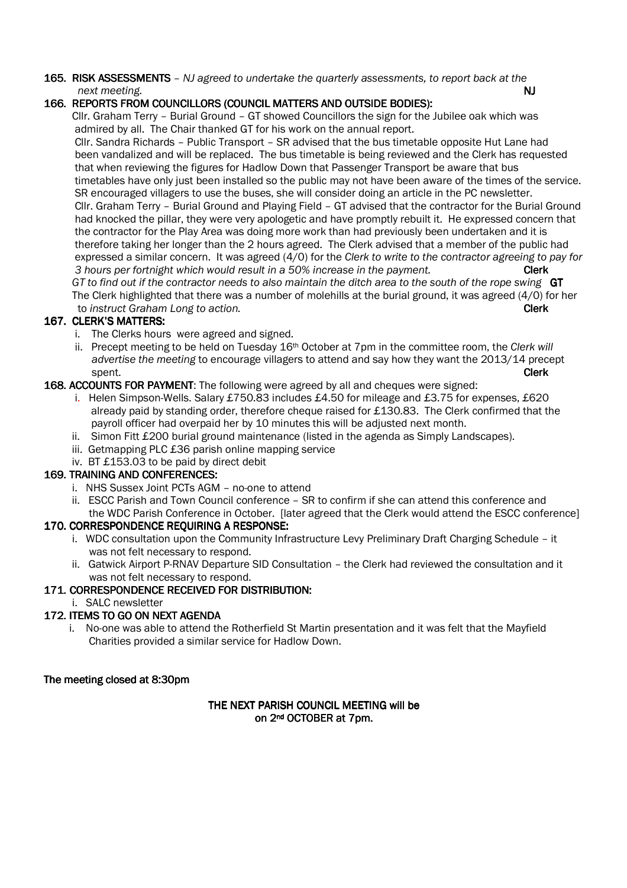**165. RISK ASSESSMENTS** – *NJ agreed to undertake the quarterly assessments, to report back at the next meeting.* **NJ**

**166. REPORTS FROM COUNCILLORS (COUNCIL MATTERS AND OUTSIDE BODIES):**

Cllr. Graham Terry – Burial Ground – GT showed Councillors the sign for the Jubilee oak which was admired by all. The Chair thanked GT for his work on the annual report.

Cllr. Sandra Richards – Public Transport – SR advised that the bus timetable opposite Hut Lane had been vandalized and will be replaced. The bus timetable is being reviewed and the Clerk has requested that when reviewing the figures for Hadlow Down that Passenger Transport be aware that bus timetables have only just been installed so the public may not have been aware of the times of the service. SR encouraged villagers to use the buses, she will consider doing an article in the PC newsletter.

Cllr. Graham Terry – Burial Ground and Playing Field – GT advised that the contractor for the Burial Ground had knocked the pillar, they were very apologetic and have promptly rebuilt it. He expressed concern that the contractor for the Play Area was doing more work than had previously been undertaken and it is therefore taking her longer than the 2 hours agreed. The Clerk advised that a member of the public had expressed a similar concern. It was agreed (4/0) for the *Clerk to write to the contractor agreeing to pay for 3 hours per fortnight which would result in a 50% increase in the payment.* **Clerk**

*GT to find out if the contractor needs to also maintain the ditch area to the south of the rope swing* **GT**

The Clerk highlighted that there was a number of molehills at the burial ground, it was agreed (4/0) for her to *instruct Graham Long to action.* **Clerk**

**167. CLERK'S MATTERS:**

i. The Clerks hours were agreed and signed.
ii. Precept meeting to be held on Tuesday 16th October at 7pm in the committee room, the *Clerk will advertise the meeting* to encourage villagers to attend and say how they want the 2013/14 precept spent. **Clerk**

**168. ACCOUNTS FOR PAYMENT**: The following were agreed by all and cheques were signed:

i. Helen Simpson-Wells. Salary £750.83 includes £4.50 for mileage and £3.75 for expenses, £620 already paid by standing order, therefore cheque raised for £130.83. The Clerk confirmed that the payroll officer had overpaid her by 10 minutes this will be adjusted next month.
ii. Simon Fitt £200 burial ground maintenance (listed in the agenda as Simply Landscapes).
iii. Getmapping PLC £36 parish online mapping service
iv. BT £153.03 to be paid by direct debit

**169. TRAINING AND CONFERENCES:**

i. NHS Sussex Joint PCTs AGM – no-one to attend
ii. ESCC Parish and Town Council conference – SR to confirm if she can attend this conference and the WDC Parish Conference in October. [later agreed that the Clerk would attend the ESCC conference]

**170. CORRESPONDENCE REQUIRING A RESPONSE:**

i. WDC consultation upon the Community Infrastructure Levy Preliminary Draft Charging Schedule – it was not felt necessary to respond.
ii. Gatwick Airport P-RNAV Departure SID Consultation – the Clerk had reviewed the consultation and it was not felt necessary to respond.

**171. CORRESPONDENCE RECEIVED FOR DISTRIBUTION:**

i. SALC newsletter

**172. ITEMS TO GO ON NEXT AGENDA**

i. No-one was able to attend the Rotherfield St Martin presentation and it was felt that the Mayfield Charities provided a similar service for Hadlow Down.

**The meeting closed at 8:30pm**

**THE NEXT PARISH COUNCIL MEETING will be on 2nd OCTOBER at 7pm.**